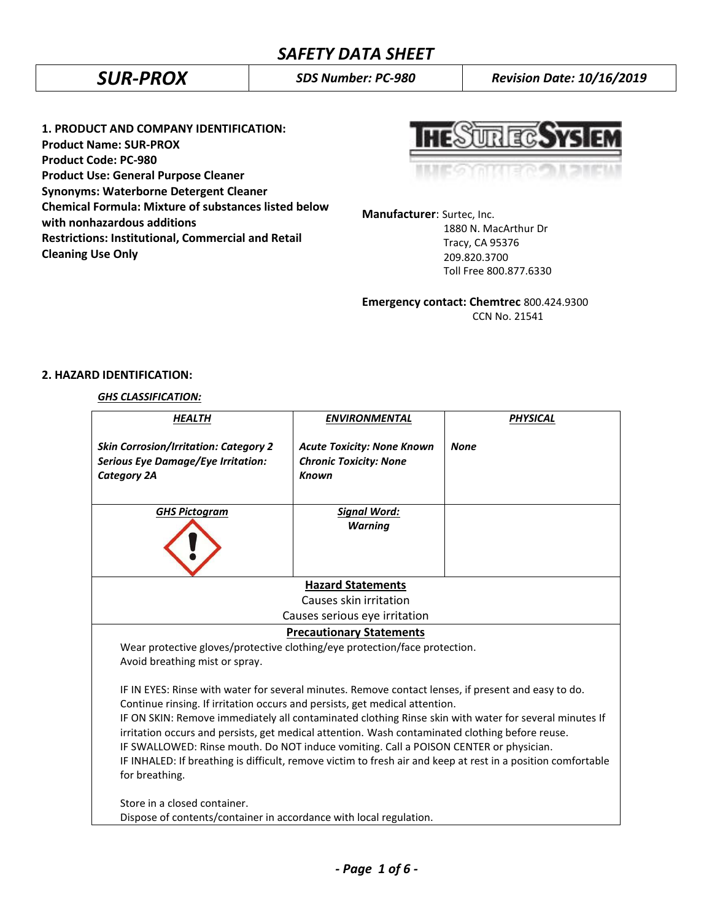# SAFETY DATA SHEET

| SUR-PROX | SDS Number: PC-980 | Revision Date: 10/16/2019 |
|---|---|---|

## 1. PRODUCT AND COMPANY IDENTIFICATION:

**Product Name: SUR-PROX**
**Product Code: PC-980**
**Product Use: General Purpose Cleaner**
**Synonyms: Waterborne Detergent Cleaner**
**Chemical Formula: Mixture of substances listed below with nonhazardous additions**
**Restrictions: Institutional, Commercial and Retail Cleaning Use Only**

THE SURTEC SYSTEM

**Manufacturer**: Surtec, Inc.
1880 N. MacArthur Dr
Tracy, CA 95376
209.820.3700
Toll Free 800.877.6330

**Emergency contact: Chemtrec** 800.424.9300
CCN No. 21541

## 2. HAZARD IDENTIFICATION:

***GHS CLASSIFICATION:***

| HEALTH | ENVIRONMENTAL | PHYSICAL |
|---|---|---|
| *Skin Corrosion/Irritation: Category 2*<br>*Serious Eye Damage/Eye Irritation: Category 2A* | *Acute Toxicity: None Known*<br>*Chronic Toxicity: None Known* | *None* |
| ***GHS Pictogram*** | ***Signal Word:*** *Warning* | |

**Hazard Statements**

Causes skin irritation
Causes serious eye irritation

**Precautionary Statements**

Wear protective gloves/protective clothing/eye protection/face protection.
Avoid breathing mist or spray.

IF IN EYES: Rinse with water for several minutes. Remove contact lenses, if present and easy to do. Continue rinsing. If irritation occurs and persists, get medical attention.
IF ON SKIN: Remove immediately all contaminated clothing Rinse skin with water for several minutes If irritation occurs and persists, get medical attention. Wash contaminated clothing before reuse.
IF SWALLOWED: Rinse mouth. Do NOT induce vomiting. Call a POISON CENTER or physician.
IF INHALED: If breathing is difficult, remove victim to fresh air and keep at rest in a position comfortable for breathing.

Store in a closed container.
Dispose of contents/container in accordance with local regulation.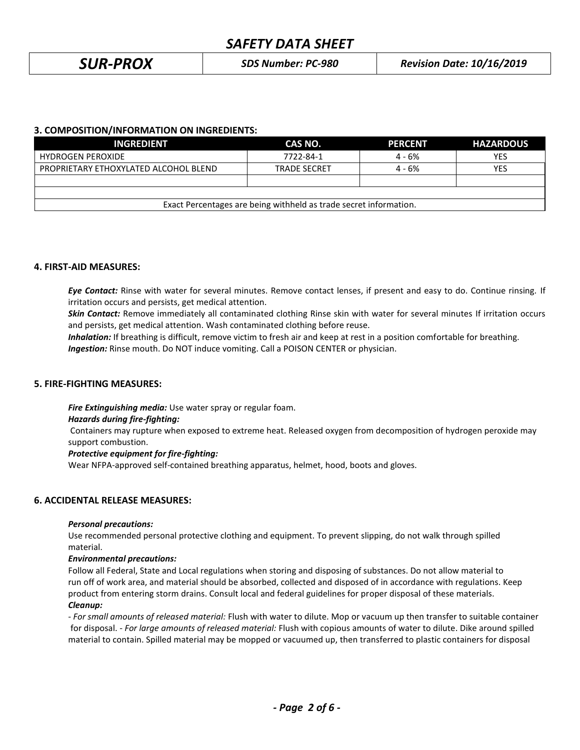## 3. COMPOSITION/INFORMATION ON INGREDIENTS:

| INGREDIENT | CAS NO. | PERCENT | HAZARDOUS |
|---|---|---|---|
| HYDROGEN PEROXIDE | 7722-84-1 | 4 - 6% | YES |
| PROPRIETARY ETHOXYLATED ALCOHOL BLEND | TRADE SECRET | 4 - 6% | YES |
| | | | |
| | | | |
| Exact Percentages are being withheld as trade secret information. | | | |

## 4. FIRST-AID MEASURES:

***Eye Contact:*** Rinse with water for several minutes. Remove contact lenses, if present and easy to do. Continue rinsing. If irritation occurs and persists, get medical attention.

***Skin Contact:*** Remove immediately all contaminated clothing Rinse skin with water for several minutes If irritation occurs and persists, get medical attention. Wash contaminated clothing before reuse.

***Inhalation:*** If breathing is difficult, remove victim to fresh air and keep at rest in a position comfortable for breathing.

***Ingestion:*** Rinse mouth. Do NOT induce vomiting. Call a POISON CENTER or physician.

## 5. FIRE-FIGHTING MEASURES:

***Fire Extinguishing media:*** Use water spray or regular foam.

***Hazards during fire-fighting:***

Containers may rupture when exposed to extreme heat. Released oxygen from decomposition of hydrogen peroxide may support combustion.

***Protective equipment for fire-fighting:***

Wear NFPA-approved self-contained breathing apparatus, helmet, hood, boots and gloves.

## 6. ACCIDENTAL RELEASE MEASURES:

***Personal precautions:***

Use recommended personal protective clothing and equipment. To prevent slipping, do not walk through spilled material.

***Environmental precautions:***

Follow all Federal, State and Local regulations when storing and disposing of substances. Do not allow material to run off of work area, and material should be absorbed, collected and disposed of in accordance with regulations. Keep product from entering storm drains. Consult local and federal guidelines for proper disposal of these materials.

***Cleanup:***

- *For small amounts of released material:* Flush with water to dilute. Mop or vacuum up then transfer to suitable container for disposal. - *For large amounts of released material:* Flush with copious amounts of water to dilute. Dike around spilled material to contain. Spilled material may be mopped or vacuumed up, then transferred to plastic containers for disposal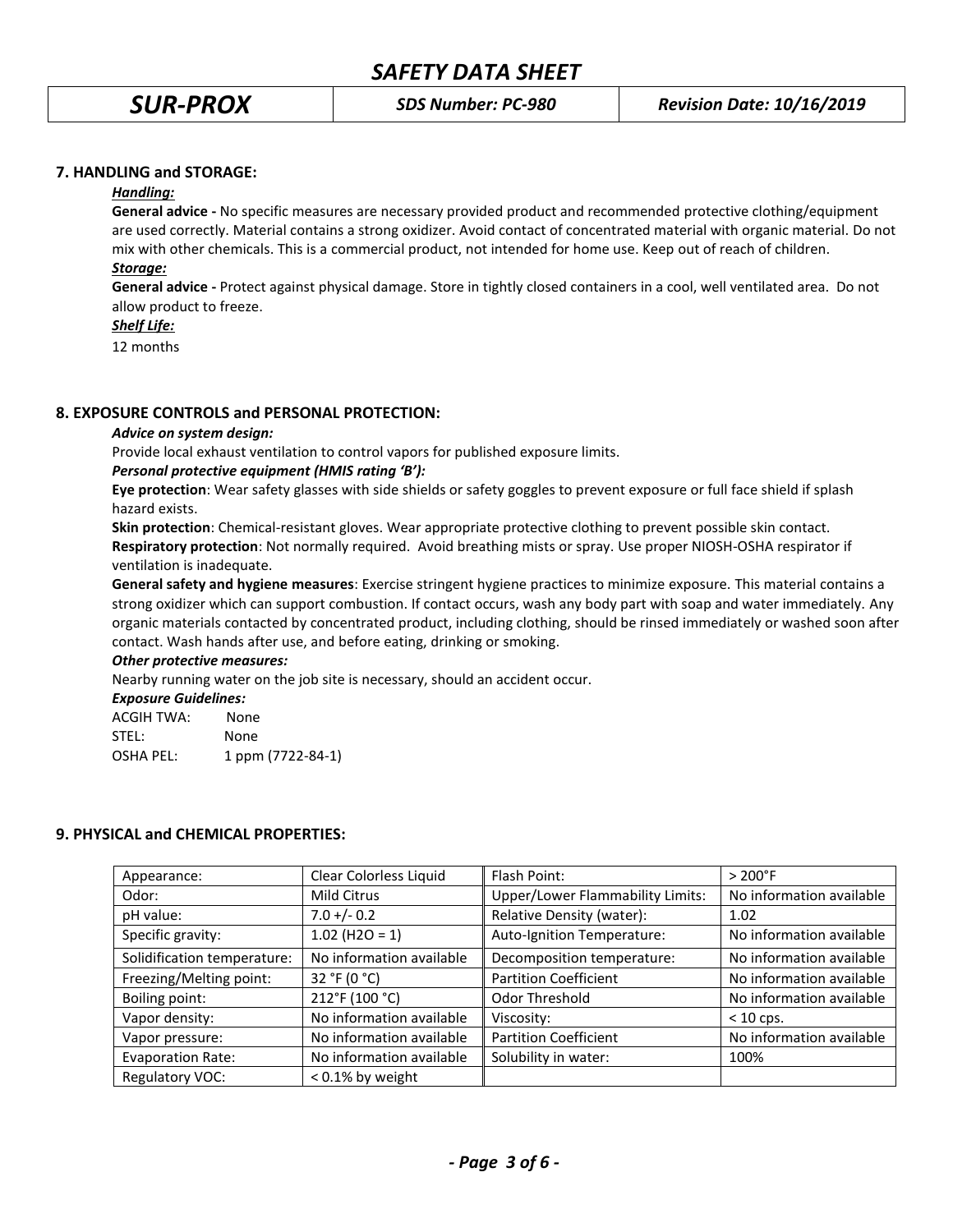## 7. HANDLING and STORAGE:

***Handling:***

**General advice -** No specific measures are necessary provided product and recommended protective clothing/equipment are used correctly. Material contains a strong oxidizer. Avoid contact of concentrated material with organic material. Do not mix with other chemicals. This is a commercial product, not intended for home use. Keep out of reach of children.

***Storage:***

**General advice -** Protect against physical damage. Store in tightly closed containers in a cool, well ventilated area. Do not allow product to freeze.

***Shelf Life:***

12 months

## 8. EXPOSURE CONTROLS and PERSONAL PROTECTION:

***Advice on system design:***

Provide local exhaust ventilation to control vapors for published exposure limits.

***Personal protective equipment (HMIS rating 'B'):***

**Eye protection**: Wear safety glasses with side shields or safety goggles to prevent exposure or full face shield if splash hazard exists.

**Skin protection**: Chemical-resistant gloves. Wear appropriate protective clothing to prevent possible skin contact.

**Respiratory protection**: Not normally required. Avoid breathing mists or spray. Use proper NIOSH-OSHA respirator if ventilation is inadequate.

**General safety and hygiene measures**: Exercise stringent hygiene practices to minimize exposure. This material contains a strong oxidizer which can support combustion. If contact occurs, wash any body part with soap and water immediately. Any organic materials contacted by concentrated product, including clothing, should be rinsed immediately or washed soon after contact. Wash hands after use, and before eating, drinking or smoking.

***Other protective measures:***

Nearby running water on the job site is necessary, should an accident occur.

***Exposure Guidelines:***

ACGIH TWA: None
STEL: None
OSHA PEL: 1 ppm (7722-84-1)

## 9. PHYSICAL and CHEMICAL PROPERTIES:

| | | | |
|---|---|---|---|
| Appearance: | Clear Colorless Liquid | Flash Point: | > 200°F |
| Odor: | Mild Citrus | Upper/Lower Flammability Limits: | No information available |
| pH value: | 7.0 +/- 0.2 | Relative Density (water): | 1.02 |
| Specific gravity: | 1.02 ($H_2O$ = 1) | Auto-Ignition Temperature: | No information available |
| Solidification temperature: | No information available | Decomposition temperature: | No information available |
| Freezing/Melting point: | 32 °F (0 °C) | Partition Coefficient | No information available |
| Boiling point: | 212°F (100 °C) | Odor Threshold | No information available |
| Vapor density: | No information available | Viscosity: | < 10 cps. |
| Vapor pressure: | No information available | Partition Coefficient | No information available |
| Evaporation Rate: | No information available | Solubility in water: | 100% |
| Regulatory VOC: | < 0.1% by weight | | |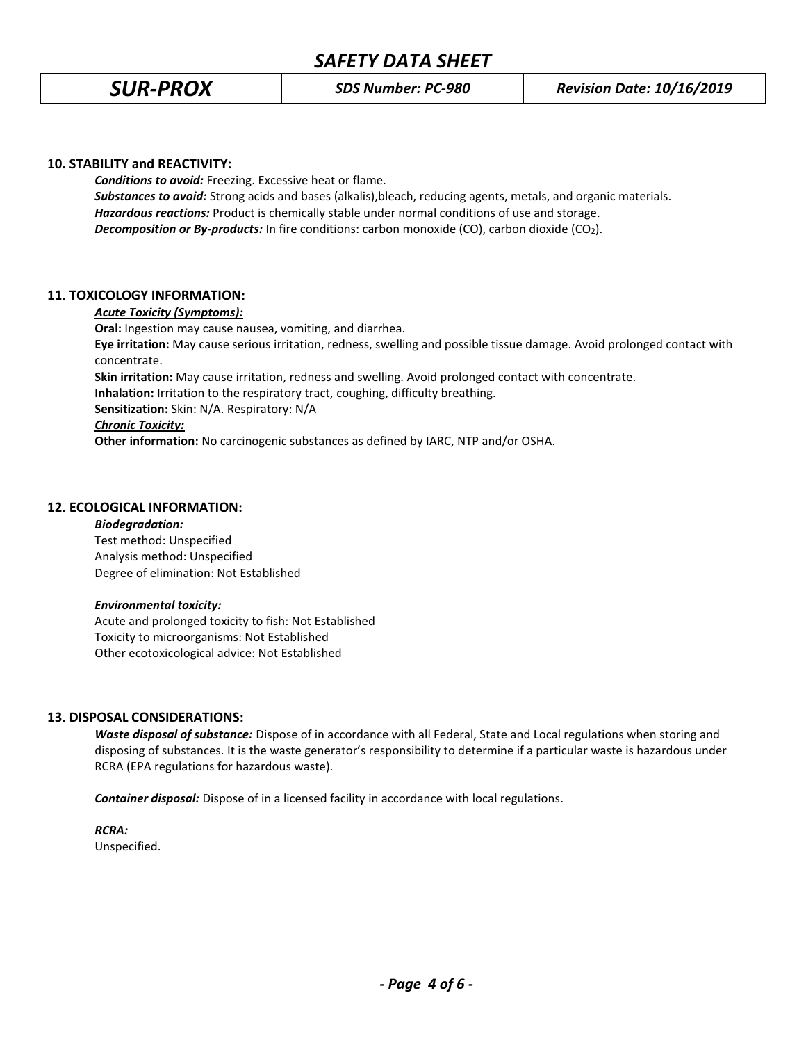## 10. STABILITY and REACTIVITY:

***Conditions to avoid:*** Freezing. Excessive heat or flame.
***Substances to avoid:*** Strong acids and bases (alkalis),bleach, reducing agents, metals, and organic materials.
***Hazardous reactions:*** Product is chemically stable under normal conditions of use and storage.
***Decomposition or By-products:*** In fire conditions: carbon monoxide (CO), carbon dioxide ($CO_2$).

## 11. TOXICOLOGY INFORMATION:

***Acute Toxicity (Symptoms):***

**Oral:** Ingestion may cause nausea, vomiting, and diarrhea.
**Eye irritation:** May cause serious irritation, redness, swelling and possible tissue damage. Avoid prolonged contact with concentrate.
**Skin irritation:** May cause irritation, redness and swelling. Avoid prolonged contact with concentrate.
**Inhalation:** Irritation to the respiratory tract, coughing, difficulty breathing.
**Sensitization:** Skin: N/A. Respiratory: N/A

***Chronic Toxicity:***

**Other information:** No carcinogenic substances as defined by IARC, NTP and/or OSHA.

## 12. ECOLOGICAL INFORMATION:

***Biodegradation:***
Test method: Unspecified
Analysis method: Unspecified
Degree of elimination: Not Established

***Environmental toxicity:***
Acute and prolonged toxicity to fish: Not Established
Toxicity to microorganisms: Not Established
Other ecotoxicological advice: Not Established

## 13. DISPOSAL CONSIDERATIONS:

***Waste disposal of substance:*** Dispose of in accordance with all Federal, State and Local regulations when storing and disposing of substances. It is the waste generator's responsibility to determine if a particular waste is hazardous under RCRA (EPA regulations for hazardous waste).

***Container disposal:*** Dispose of in a licensed facility in accordance with local regulations.

***RCRA:***
Unspecified.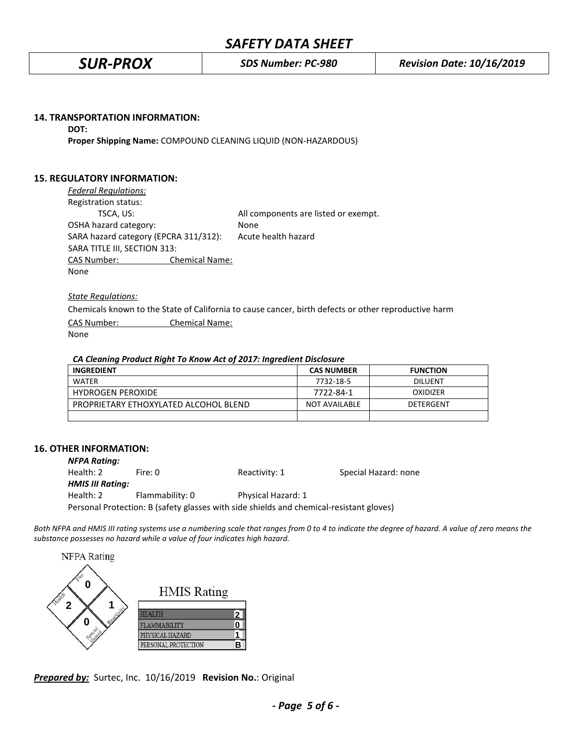## 14. TRANSPORTATION INFORMATION:

**DOT:**

**Proper Shipping Name:** COMPOUND CLEANING LIQUID (NON-HAZARDOUS)

## 15. REGULATORY INFORMATION:

*Federal Regulations:*

Registration status:

| | |
|---|---|
| TSCA, US: | All components are listed or exempt. |
| OSHA hazard category: | None |
| SARA hazard category (EPCRA 311/312): | Acute health hazard |

SARA TITLE III, SECTION 313:

| CAS Number: | Chemical Name: |
|---|---|
| None | |

*State Regulations:*

Chemicals known to the State of California to cause cancer, birth defects or other reproductive harm

| CAS Number: | Chemical Name: |
|---|---|
| None | |

***CA Cleaning Product Right To Know Act of 2017: Ingredient Disclosure***

| INGREDIENT | CAS NUMBER | FUNCTION |
|---|---|---|
| WATER | 7732-18-5 | DILUENT |
| HYDROGEN PEROXIDE | 7722-84-1 | OXIDIZER |
| PROPRIETARY ETHOXYLATED ALCOHOL BLEND | NOT AVAILABLE | DETERGENT |
| | | |

## 16. OTHER INFORMATION:

***NFPA Rating:***

Health: 2 Fire: 0 Reactivity: 1 Special Hazard: none

***HMIS III Rating:***

Health: 2 Flammability: 0 Physical Hazard: 1

Personal Protection: B (safety glasses with side shields and chemical-resistant gloves)

*Both NFPA and HMIS III rating systems use a numbering scale that ranges from 0 to 4 to indicate the degree of hazard. A value of zero means the substance possesses no hazard while a value of four indicates high hazard.*

NFPA Rating

| Fire | Health | Reactivity | Special Hazard |
|---|---|---|---|
| 0 | 2 | 1 | 0 |

HMIS Rating

| | |
|---|---|
| HEALTH | 2 |
| FLAMMABILITY | 0 |
| PHYSICAL HAZARD | 1 |
| PERSONAL PROTECTION | B |

***Prepared by:*** Surtec, Inc. 10/16/2019 **Revision No.**: Original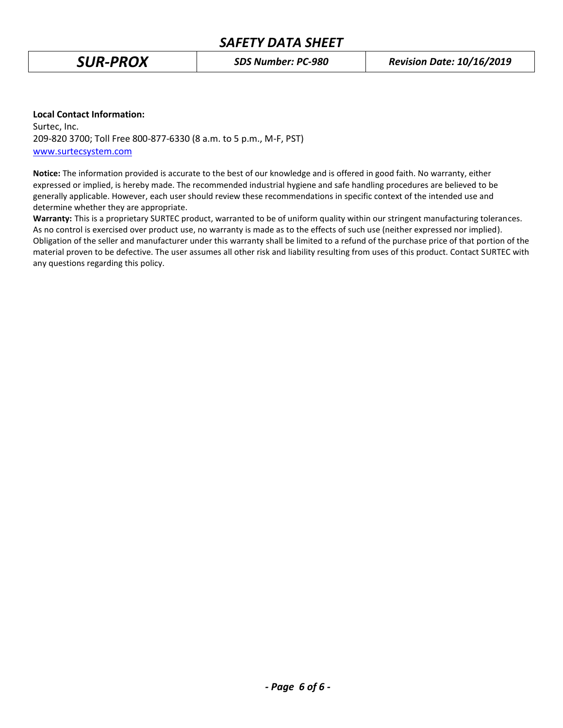**Local Contact Information:**
Surtec, Inc.
209-820 3700; Toll Free 800-877-6330 (8 a.m. to 5 p.m., M-F, PST)
www.surtecsystem.com

**Notice:** The information provided is accurate to the best of our knowledge and is offered in good faith. No warranty, either expressed or implied, is hereby made. The recommended industrial hygiene and safe handling procedures are believed to be generally applicable. However, each user should review these recommendations in specific context of the intended use and determine whether they are appropriate.

**Warranty:** This is a proprietary SURTEC product, warranted to be of uniform quality within our stringent manufacturing tolerances. As no control is exercised over product use, no warranty is made as to the effects of such use (neither expressed nor implied). Obligation of the seller and manufacturer under this warranty shall be limited to a refund of the purchase price of that portion of the material proven to be defective. The user assumes all other risk and liability resulting from uses of this product. Contact SURTEC with any questions regarding this policy.